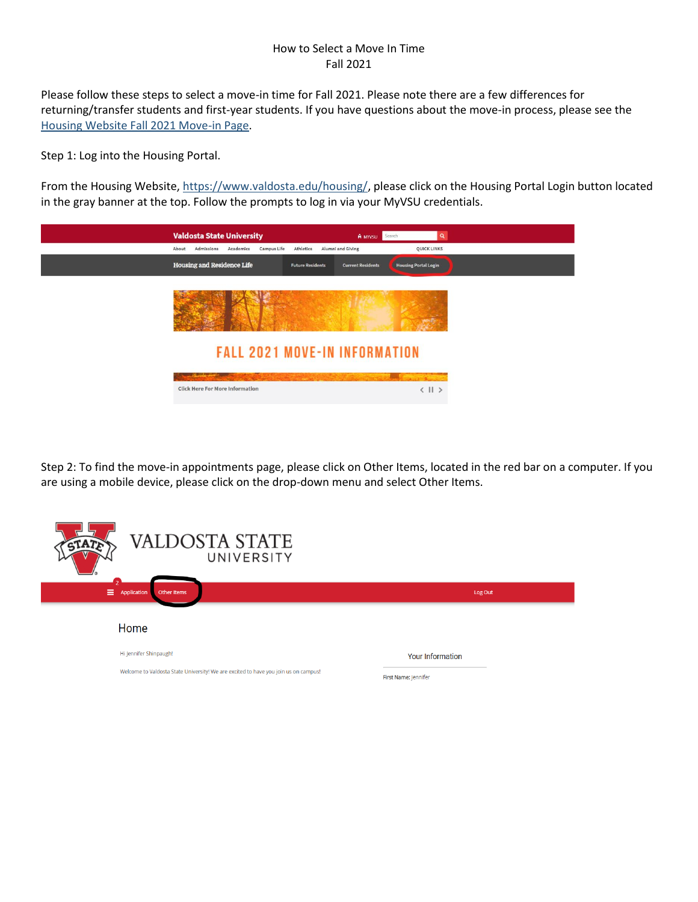# How to Select a Move In Time
## Fall 2021

Please follow these steps to select a move-in time for Fall 2021. Please note there are a few differences for returning/transfer students and first-year students. If you have questions about the move-in process, please see the Housing Website Fall 2021 Move-in Page.

Step 1: Log into the Housing Portal.

From the Housing Website, https://www.valdosta.edu/housing/, please click on the Housing Portal Login button located in the gray banner at the top. Follow the prompts to log in via your MyVSU credentials.

Step 2: To find the move-in appointments page, please click on Other Items, located in the red bar on a computer. If you are using a mobile device, please click on the drop-down menu and select Other Items.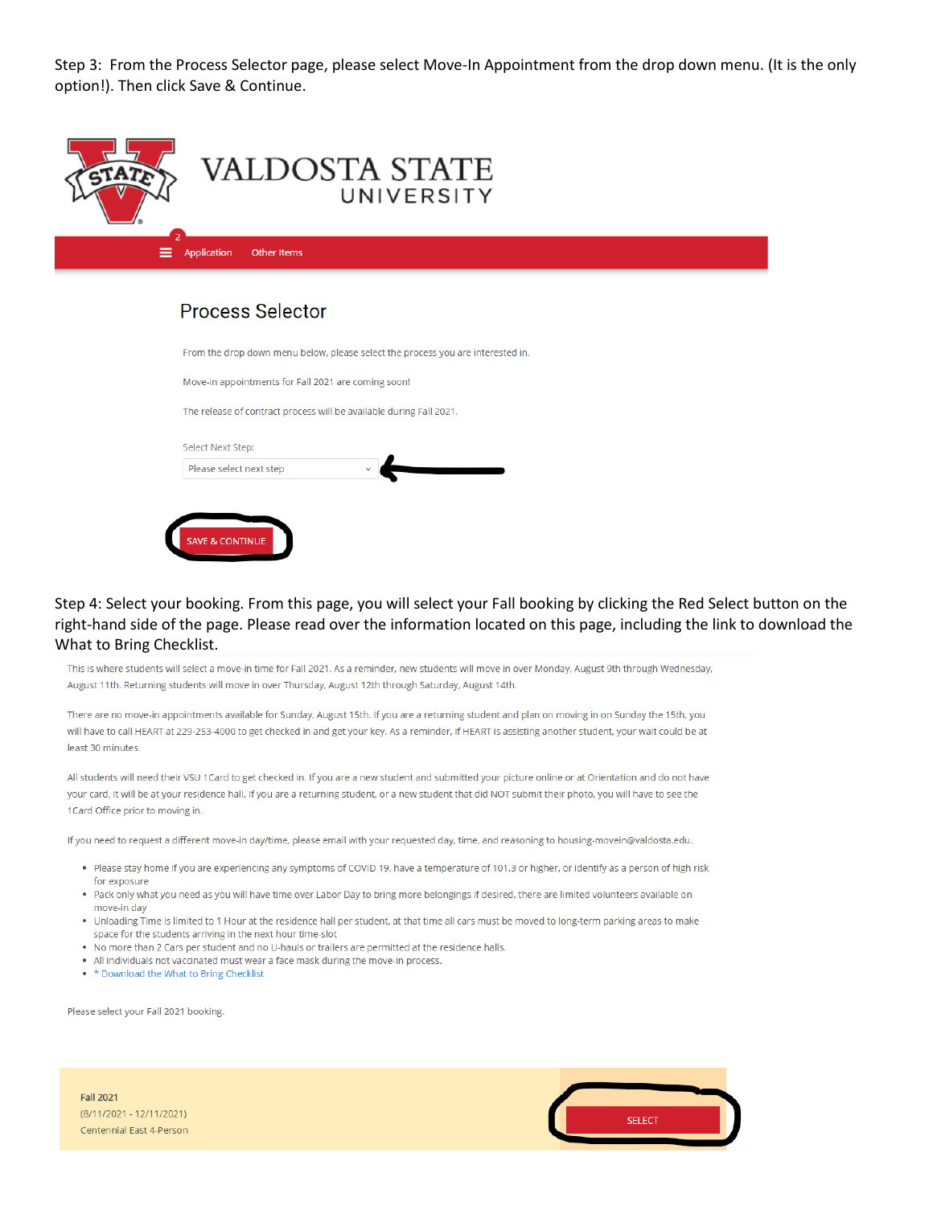Step 3: From the Process Selector page, please select Move-In Appointment from the drop down menu. (It is the only option!). Then click Save & Continue.

VALDOSTA STATE UNIVERSITY

2

Application Other Items

## Process Selector

From the drop down menu below, please select the process you are interested in.

Move-in appointments for Fall 2021 are coming soon!

The release of contract process will be available during Fall 2021.

Select Next Step:

Please select next step

SAVE & CONTINUE

Step 4: Select your booking. From this page, you will select your Fall booking by clicking the Red Select button on the right-hand side of the page. Please read over the information located on this page, including the link to download the What to Bring Checklist.

This is where students will select a move-in time for Fall 2021. As a reminder, new students will move in over Monday, August 9th through Wednesday, August 11th. Returning students will move in over Thursday, August 12th through Saturday, August 14th.

There are no move-in appointments available for Sunday, August 15th. If you are a returning student and plan on moving in on Sunday the 15th, you will have to call HEART at 229-253-4000 to get checked in and get your key. As a reminder, if HEART is assisting another student, your wait could be at least 30 minutes.

All students will need their VSU 1Card to get checked in. If you are a new student and submitted your picture online or at Orientation and do not have your card, it will be at your residence hall. If you are a returning student, or a new student that did NOT submit their photo, you will have to see the 1Card Office prior to moving in.

If you need to request a different move-in day/time, please email with your requested day, time, and reasoning to housing-movein@valdosta.edu.

- Please stay home if you are experiencing any symptoms of COVID 19, have a temperature of 101.3 or higher, or identify as a person of high risk for exposure
- Pack only what you need as you will have time over Labor Day to bring more belongings if desired, there are limited volunteers available on move-in day
- Unloading Time is limited to 1 Hour at the residence hall per student, at that time all cars must be moved to long-term parking areas to make space for the students arriving in the next hour time-slot
- No more than 2 Cars per student and no U-hauls or trailers are permitted at the residence halls.
- All individuals not vaccinated must wear a face mask during the move-in process.
- * Download the What to Bring Checklist

Please select your Fall 2021 booking.

Fall 2021
(8/11/2021 - 12/11/2021)
Centennial East 4-Person

SELECT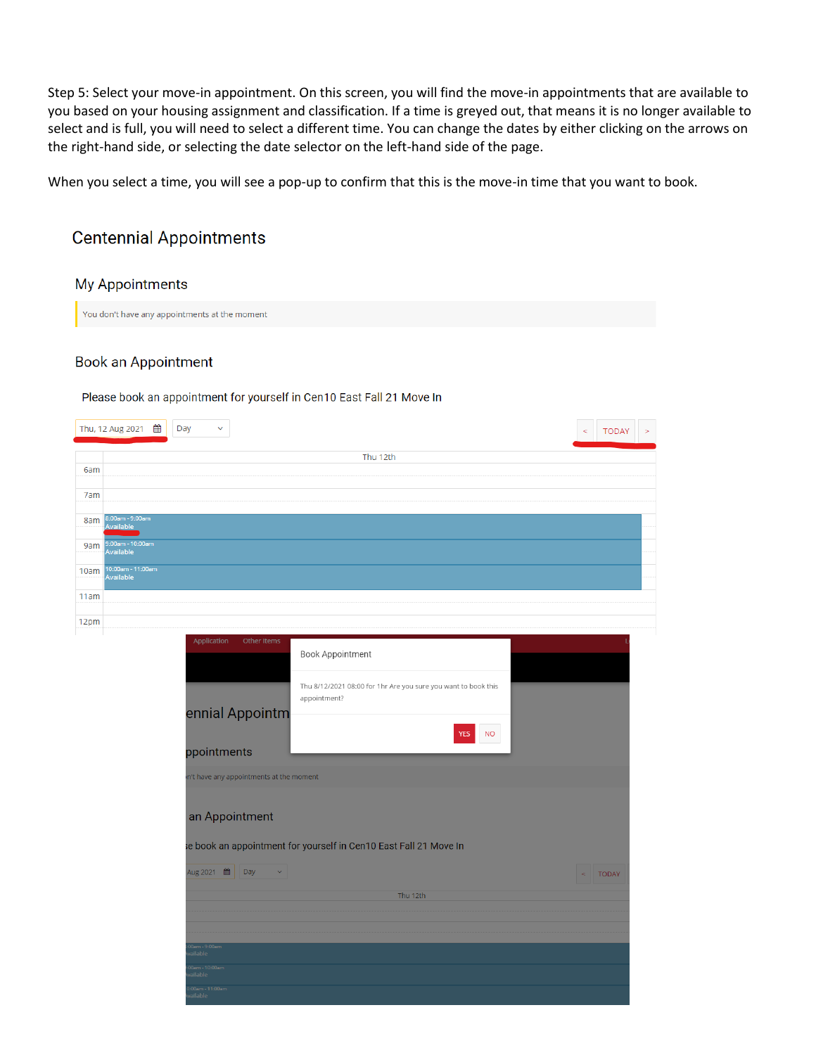Step 5: Select your move-in appointment. On this screen, you will find the move-in appointments that are available to you based on your housing assignment and classification. If a time is greyed out, that means it is no longer available to select and is full, you will need to select a different time. You can change the dates by either clicking on the arrows on the right-hand side, or selecting the date selector on the left-hand side of the page.

When you select a time, you will see a pop-up to confirm that this is the move-in time that you want to book.

## Centennial Appointments

### My Appointments

You don't have any appointments at the moment

### Book an Appointment

Please book an appointment for yourself in Cen10 East Fall 21 Move In

Thu, 12 Aug 2021 | Day | < TODAY >

Thu 12th

- 6am
- 7am
- 8am — 8:00am - 9:00am Available
- 9am — 9:00am - 10:00am Available
- 10am — 10:00am - 11:00am Available
- 11am
- 12pm

**Book Appointment**

Thu 8/12/2021 08:00 for 1hr Are you sure you want to book this appointment?

YES | NO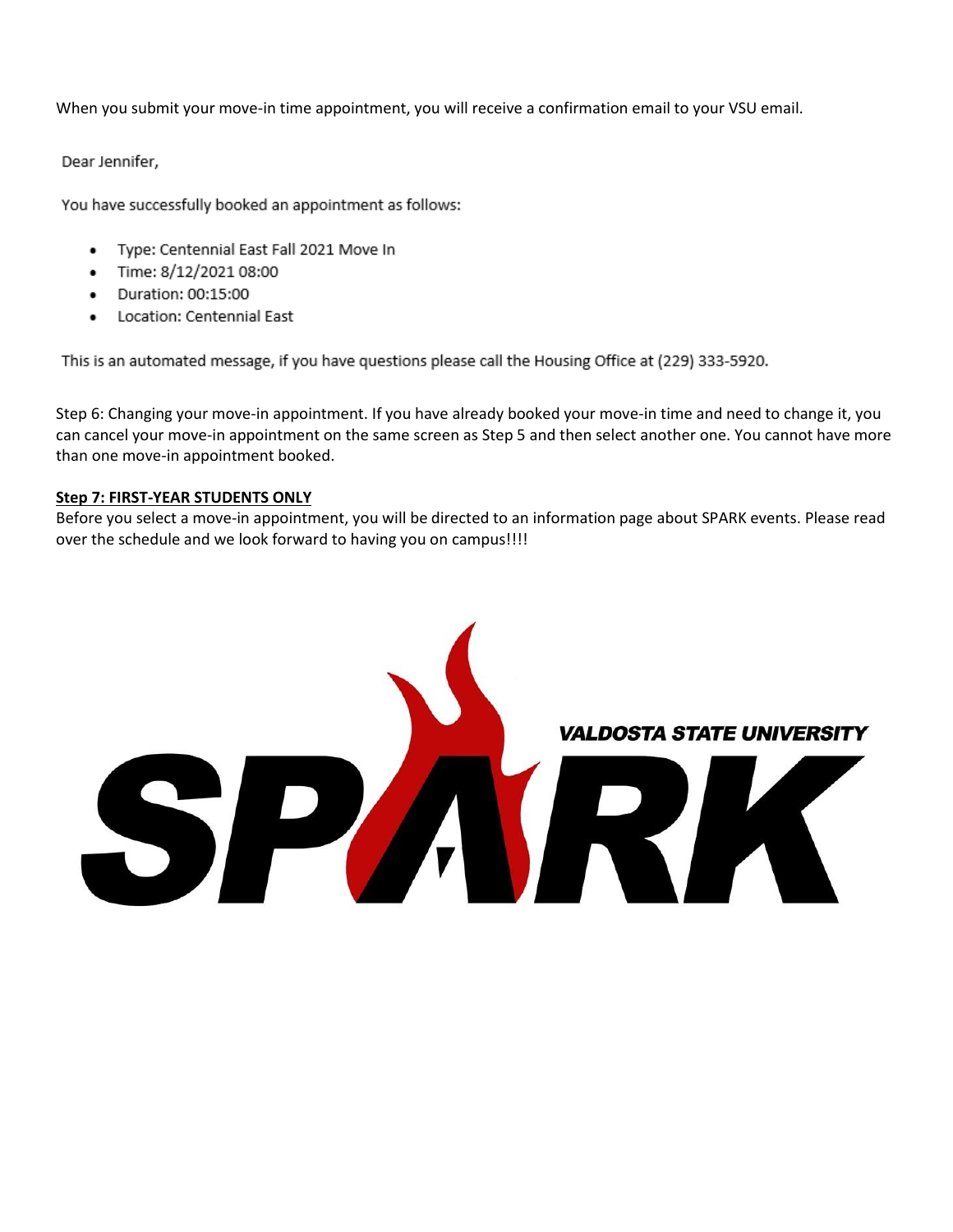When you submit your move-in time appointment, you will receive a confirmation email to your VSU email.

Dear Jennifer,

You have successfully booked an appointment as follows:

- Type: Centennial East Fall 2021 Move In
- Time: 8/12/2021 08:00
- Duration: 00:15:00
- Location: Centennial East

This is an automated message, if you have questions please call the Housing Office at (229) 333-5920.

Step 6: Changing your move-in appointment. If you have already booked your move-in time and need to change it, you can cancel your move-in appointment on the same screen as Step 5 and then select another one. You cannot have more than one move-in appointment booked.

**Step 7: FIRST-YEAR STUDENTS ONLY**

Before you select a move-in appointment, you will be directed to an information page about SPARK events. Please read over the schedule and we look forward to having you on campus!!!!

VALDOSTA STATE UNIVERSITY

SPARK